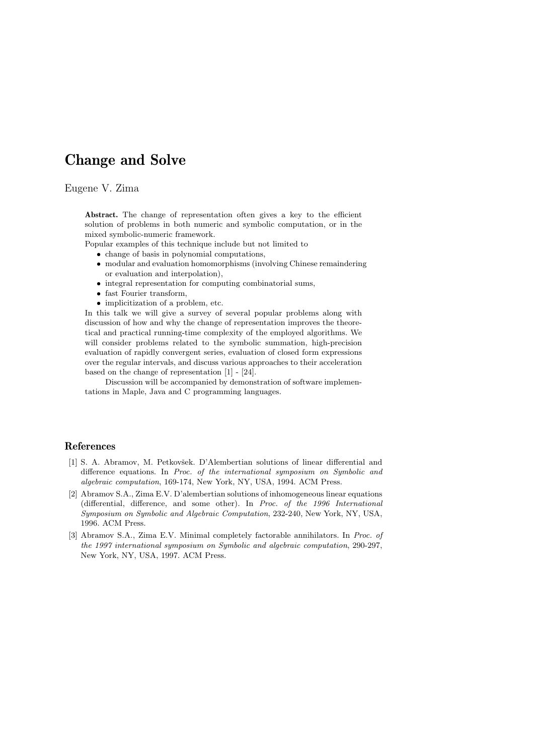# Change and Solve

Eugene V. Zima

**Abstract.** The change of representation often gives a key to the efficient solution of problems in both numeric and symbolic computation, or in the mixed symbolic-numeric framework.

Popular examples of this technique include but not limited to

- change of basis in polynomial computations,
- modular and evaluation homomorphisms (involving Chinese remaindering or evaluation and interpolation),
- integral representation for computing combinatorial sums,
- fast Fourier transform,
- implicitization of a problem, etc.

In this talk we will give a survey of several popular problems along with discussion of how and why the change of representation improves the theoretical and practical running-time complexity of the employed algorithms. We will consider problems related to the symbolic summation, high-precision evaluation of rapidly convergent series, evaluation of closed form expressions over the regular intervals, and discuss various approaches to their acceleration based on the change of representation [1] - [24].

Discussion will be accompanied by demonstration of software implementations in Maple, Java and C programming languages.

## References

[1] S. A. Abramov, M. Petkovšek. D'Alembertian solutions of linear differential and difference equations. In *Proc. of the international symposium on Symbolic and algebraic computation*, 169-174, New York, NY, USA, 1994. ACM Press.

[2] Abramov S.A., Zima E.V. D'alembertian solutions of inhomogeneous linear equations (differential, difference, and some other). In *Proc. of the 1996 International Symposium on Symbolic and Algebraic Computation*, 232-240, New York, NY, USA, 1996. ACM Press.

[3] Abramov S.A., Zima E.V. Minimal completely factorable annihilators. In *Proc. of the 1997 international symposium on Symbolic and algebraic computation*, 290-297, New York, NY, USA, 1997. ACM Press.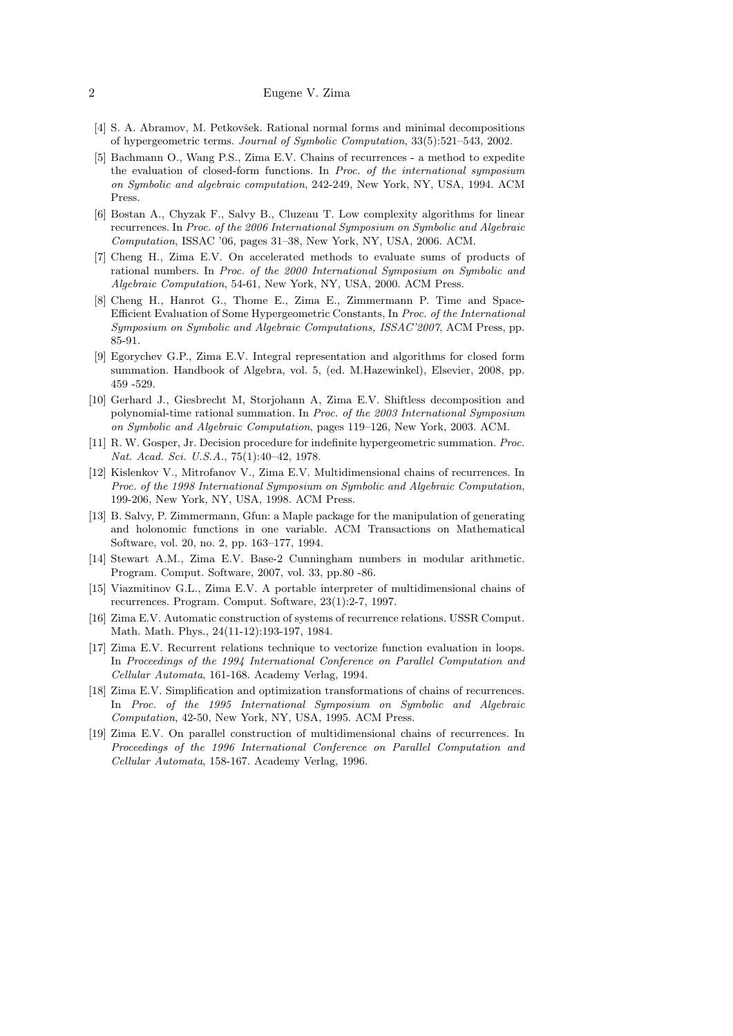[4] S. A. Abramov, M. Petkovšek. Rational normal forms and minimal decompositions of hypergeometric terms. *Journal of Symbolic Computation*, 33(5):521–543, 2002.

[5] Bachmann O., Wang P.S., Zima E.V. Chains of recurrences - a method to expedite the evaluation of closed-form functions. In *Proc. of the international symposium on Symbolic and algebraic computation*, 242-249, New York, NY, USA, 1994. ACM Press.

[6] Bostan A., Chyzak F., Salvy B., Cluzeau T. Low complexity algorithms for linear recurrences. In *Proc. of the 2006 International Symposium on Symbolic and Algebraic Computation*, ISSAC '06, pages 31–38, New York, NY, USA, 2006. ACM.

[7] Cheng H., Zima E.V. On accelerated methods to evaluate sums of products of rational numbers. In *Proc. of the 2000 International Symposium on Symbolic and Algebraic Computation*, 54-61, New York, NY, USA, 2000. ACM Press.

[8] Cheng H., Hanrot G., Thome E., Zima E., Zimmermann P. Time and Space-Efficient Evaluation of Some Hypergeometric Constants, In *Proc. of the International Symposium on Symbolic and Algebraic Computations, ISSAC'2007*, ACM Press, pp. 85-91.

[9] Egorychev G.P., Zima E.V. Integral representation and algorithms for closed form summation. Handbook of Algebra, vol. 5, (ed. M.Hazewinkel), Elsevier, 2008, pp. 459 -529.

[10] Gerhard J., Giesbrecht M, Storjohann A, Zima E.V. Shiftless decomposition and polynomial-time rational summation. In *Proc. of the 2003 International Symposium on Symbolic and Algebraic Computation*, pages 119–126, New York, 2003. ACM.

[11] R. W. Gosper, Jr. Decision procedure for indefinite hypergeometric summation. *Proc. Nat. Acad. Sci. U.S.A.*, 75(1):40–42, 1978.

[12] Kislenkov V., Mitrofanov V., Zima E.V. Multidimensional chains of recurrences. In *Proc. of the 1998 International Symposium on Symbolic and Algebraic Computation*, 199-206, New York, NY, USA, 1998. ACM Press.

[13] B. Salvy, P. Zimmermann, Gfun: a Maple package for the manipulation of generating and holonomic functions in one variable. ACM Transactions on Mathematical Software, vol. 20, no. 2, pp. 163–177, 1994.

[14] Stewart A.M., Zima E.V. Base-2 Cunningham numbers in modular arithmetic. Program. Comput. Software, 2007, vol. 33, pp.80 -86.

[15] Viazmitinov G.L., Zima E.V. A portable interpreter of multidimensional chains of recurrences. Program. Comput. Software, 23(1):2-7, 1997.

[16] Zima E.V. Automatic construction of systems of recurrence relations. USSR Comput. Math. Math. Phys., 24(11-12):193-197, 1984.

[17] Zima E.V. Recurrent relations technique to vectorize function evaluation in loops. In *Proceedings of the 1994 International Conference on Parallel Computation and Cellular Automata*, 161-168. Academy Verlag, 1994.

[18] Zima E.V. Simplification and optimization transformations of chains of recurrences. In *Proc. of the 1995 International Symposium on Symbolic and Algebraic Computation*, 42-50, New York, NY, USA, 1995. ACM Press.

[19] Zima E.V. On parallel construction of multidimensional chains of recurrences. In *Proceedings of the 1996 International Conference on Parallel Computation and Cellular Automata*, 158-167. Academy Verlag, 1996.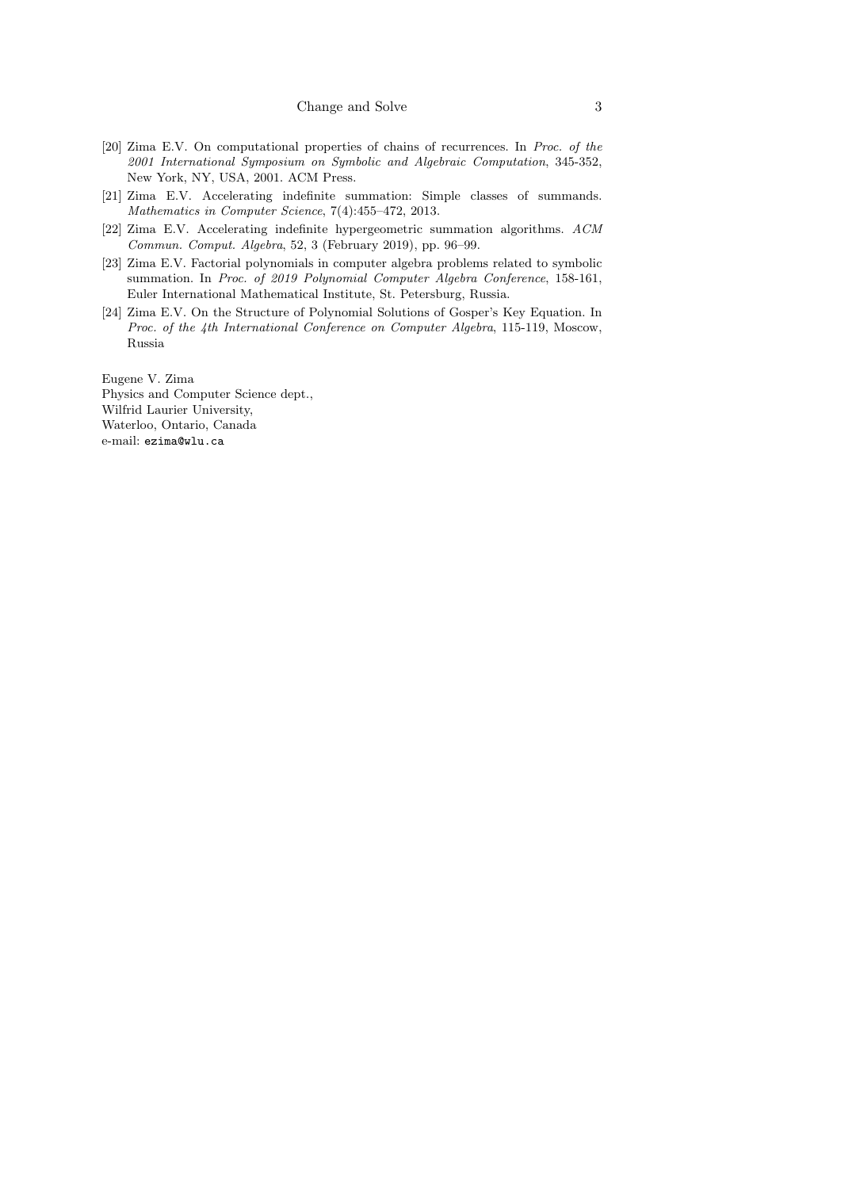[20] Zima E.V. On computational properties of chains of recurrences. In *Proc. of the 2001 International Symposium on Symbolic and Algebraic Computation*, 345-352, New York, NY, USA, 2001. ACM Press.

[21] Zima E.V. Accelerating indefinite summation: Simple classes of summands. *Mathematics in Computer Science*, 7(4):455–472, 2013.

[22] Zima E.V. Accelerating indefinite hypergeometric summation algorithms. *ACM Commun. Comput. Algebra*, 52, 3 (February 2019), pp. 96–99.

[23] Zima E.V. Factorial polynomials in computer algebra problems related to symbolic summation. In *Proc. of 2019 Polynomial Computer Algebra Conference*, 158-161, Euler International Mathematical Institute, St. Petersburg, Russia.

[24] Zima E.V. On the Structure of Polynomial Solutions of Gosper's Key Equation. In *Proc. of the 4th International Conference on Computer Algebra*, 115-119, Moscow, Russia

Eugene V. Zima
Physics and Computer Science dept.,
Wilfrid Laurier University,
Waterloo, Ontario, Canada
e-mail: ezima@wlu.ca